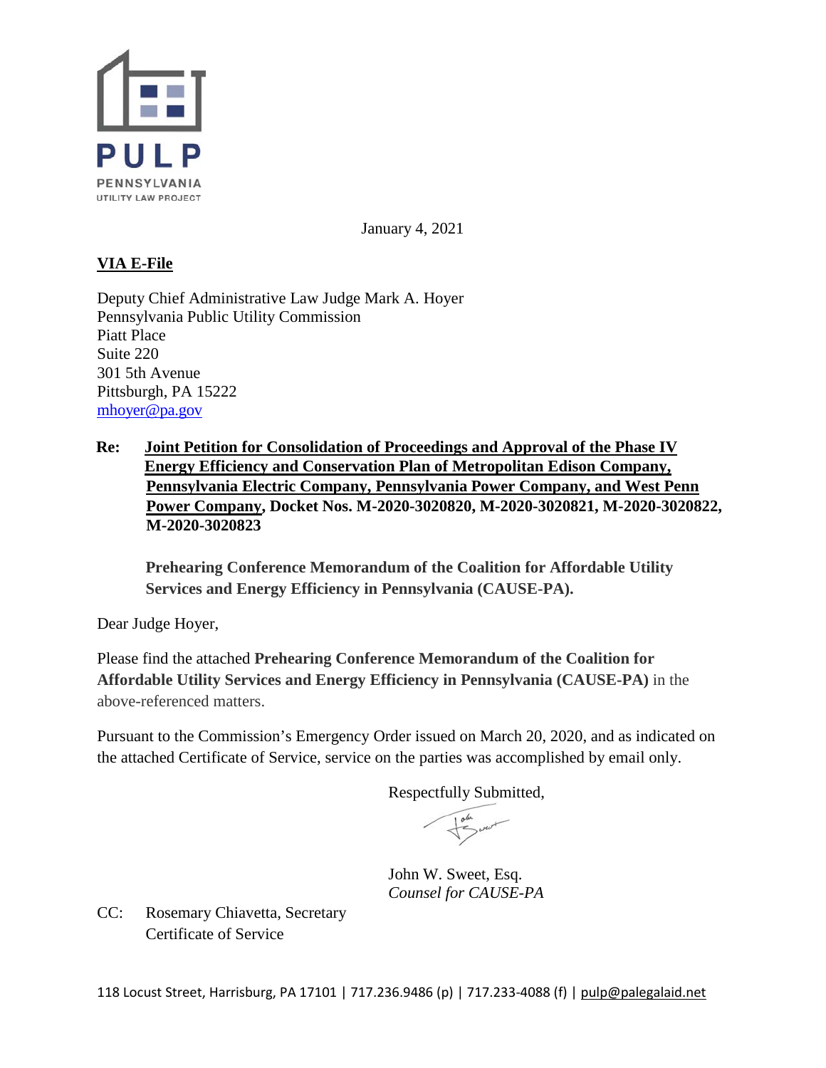PULP

PENNSYLVANIA
UTILITY LAW PROJECT

January 4, 2021

**VIA E-File**

Deputy Chief Administrative Law Judge Mark A. Hoyer
Pennsylvania Public Utility Commission
Piatt Place
Suite 220
301 5th Avenue
Pittsburgh, PA 15222
mhoyer@pa.gov

**Re: Joint Petition for Consolidation of Proceedings and Approval of the Phase IV Energy Efficiency and Conservation Plan of Metropolitan Edison Company, Pennsylvania Electric Company, Pennsylvania Power Company, and West Penn Power Company, Docket Nos. M-2020-3020820, M-2020-3020821, M-2020-3020822, M-2020-3020823**

**Prehearing Conference Memorandum of the Coalition for Affordable Utility Services and Energy Efficiency in Pennsylvania (CAUSE-PA).**

Dear Judge Hoyer,

Please find the attached **Prehearing Conference Memorandum of the Coalition for Affordable Utility Services and Energy Efficiency in Pennsylvania (CAUSE-PA)** in the above-referenced matters.

Pursuant to the Commission's Emergency Order issued on March 20, 2020, and as indicated on the attached Certificate of Service, service on the parties was accomplished by email only.

Respectfully Submitted,

John W. Sweet, Esq.
*Counsel for CAUSE-PA*

CC: Rosemary Chiavetta, Secretary
Certificate of Service

118 Locust Street, Harrisburg, PA 17101 | 717.236.9486 (p) | 717.233-4088 (f) | pulp@palegalaid.net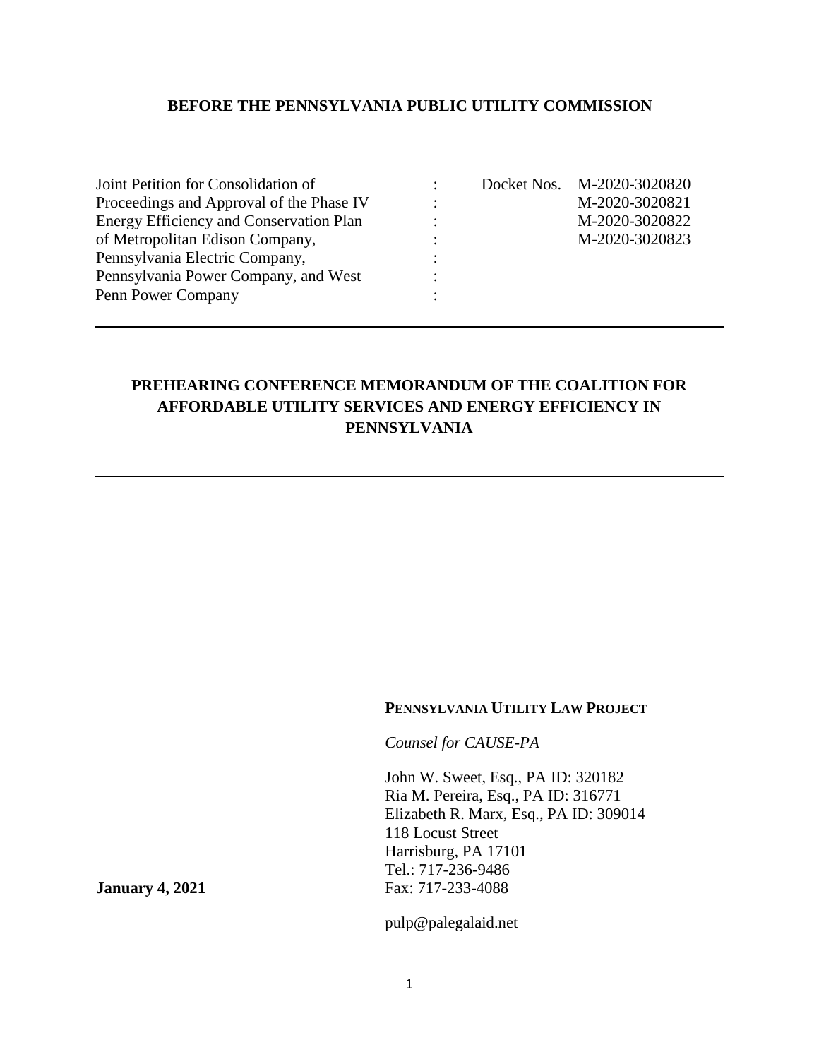**BEFORE THE PENNSYLVANIA PUBLIC UTILITY COMMISSION**

| | | |
|---|---|---|
| Joint Petition for Consolidation of Proceedings and Approval of the Phase IV Energy Efficiency and Conservation Plan of Metropolitan Edison Company, Pennsylvania Electric Company, Pennsylvania Power Company, and West Penn Power Company | : | Docket Nos. M-2020-3020820<br>M-2020-3020821<br>M-2020-3020822<br>M-2020-3020823 |

---

## PREHEARING CONFERENCE MEMORANDUM OF THE COALITION FOR AFFORDABLE UTILITY SERVICES AND ENERGY EFFICIENCY IN PENNSYLVANIA

---

**PENNSYLVANIA UTILITY LAW PROJECT**

*Counsel for CAUSE-PA*

John W. Sweet, Esq., PA ID: 320182
Ria M. Pereira, Esq., PA ID: 316771
Elizabeth R. Marx, Esq., PA ID: 309014
118 Locust Street
Harrisburg, PA 17101
Tel.: 717-236-9486
Fax: 717-233-4088

pulp@palegalaid.net

**January 4, 2021**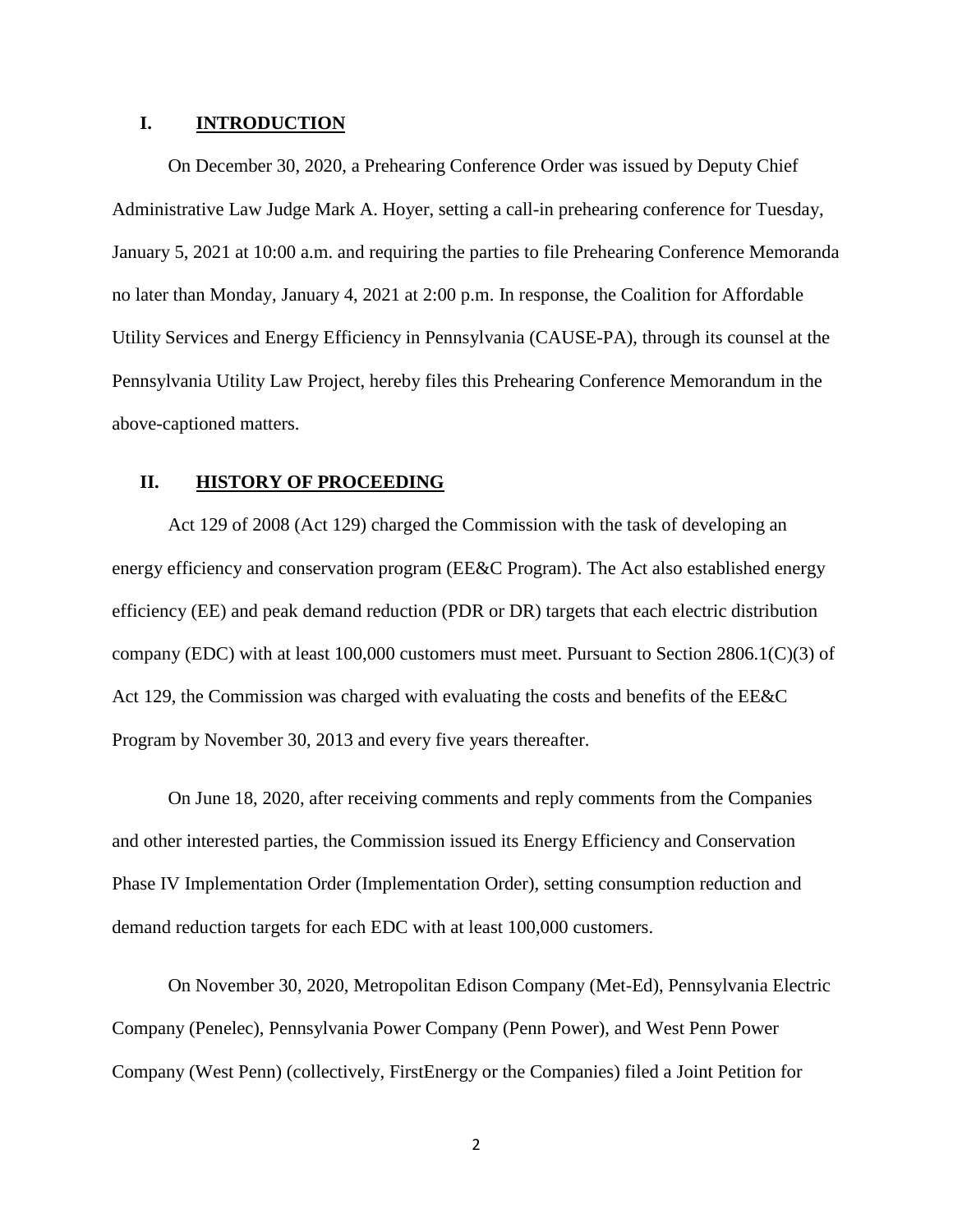## I. INTRODUCTION

On December 30, 2020, a Prehearing Conference Order was issued by Deputy Chief Administrative Law Judge Mark A. Hoyer, setting a call-in prehearing conference for Tuesday, January 5, 2021 at 10:00 a.m. and requiring the parties to file Prehearing Conference Memoranda no later than Monday, January 4, 2021 at 2:00 p.m. In response, the Coalition for Affordable Utility Services and Energy Efficiency in Pennsylvania (CAUSE-PA), through its counsel at the Pennsylvania Utility Law Project, hereby files this Prehearing Conference Memorandum in the above-captioned matters.

## II. HISTORY OF PROCEEDING

Act 129 of 2008 (Act 129) charged the Commission with the task of developing an energy efficiency and conservation program (EE&C Program). The Act also established energy efficiency (EE) and peak demand reduction (PDR or DR) targets that each electric distribution company (EDC) with at least 100,000 customers must meet. Pursuant to Section 2806.1(C)(3) of Act 129, the Commission was charged with evaluating the costs and benefits of the EE&C Program by November 30, 2013 and every five years thereafter.

On June 18, 2020, after receiving comments and reply comments from the Companies and other interested parties, the Commission issued its Energy Efficiency and Conservation Phase IV Implementation Order (Implementation Order), setting consumption reduction and demand reduction targets for each EDC with at least 100,000 customers.

On November 30, 2020, Metropolitan Edison Company (Met-Ed), Pennsylvania Electric Company (Penelec), Pennsylvania Power Company (Penn Power), and West Penn Power Company (West Penn) (collectively, FirstEnergy or the Companies) filed a Joint Petition for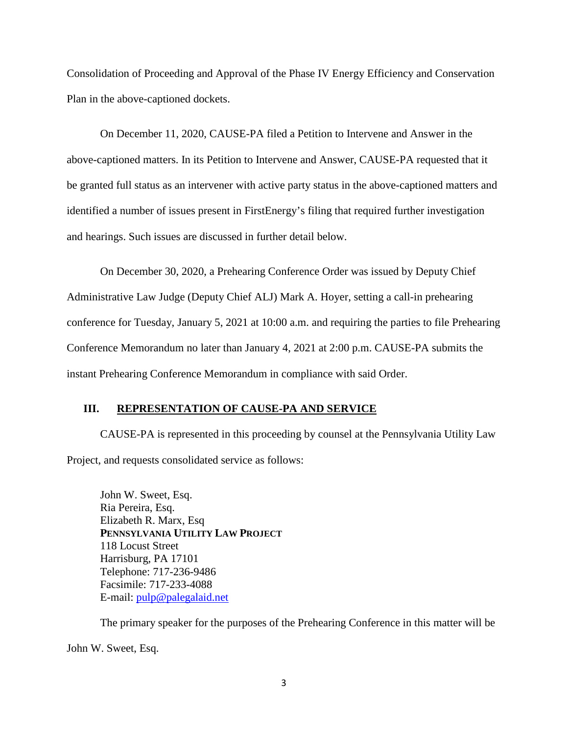Consolidation of Proceeding and Approval of the Phase IV Energy Efficiency and Conservation Plan in the above-captioned dockets.

On December 11, 2020, CAUSE-PA filed a Petition to Intervene and Answer in the above-captioned matters. In its Petition to Intervene and Answer, CAUSE-PA requested that it be granted full status as an intervener with active party status in the above-captioned matters and identified a number of issues present in FirstEnergy's filing that required further investigation and hearings. Such issues are discussed in further detail below.

On December 30, 2020, a Prehearing Conference Order was issued by Deputy Chief Administrative Law Judge (Deputy Chief ALJ) Mark A. Hoyer, setting a call-in prehearing conference for Tuesday, January 5, 2021 at 10:00 a.m. and requiring the parties to file Prehearing Conference Memorandum no later than January 4, 2021 at 2:00 p.m. CAUSE-PA submits the instant Prehearing Conference Memorandum in compliance with said Order.

## III. REPRESENTATION OF CAUSE-PA AND SERVICE

CAUSE-PA is represented in this proceeding by counsel at the Pennsylvania Utility Law Project, and requests consolidated service as follows:

John W. Sweet, Esq.
Ria Pereira, Esq.
Elizabeth R. Marx, Esq
**PENNSYLVANIA UTILITY LAW PROJECT**
118 Locust Street
Harrisburg, PA 17101
Telephone: 717-236-9486
Facsimile: 717-233-4088
E-mail: pulp@palegalaid.net

The primary speaker for the purposes of the Prehearing Conference in this matter will be John W. Sweet, Esq.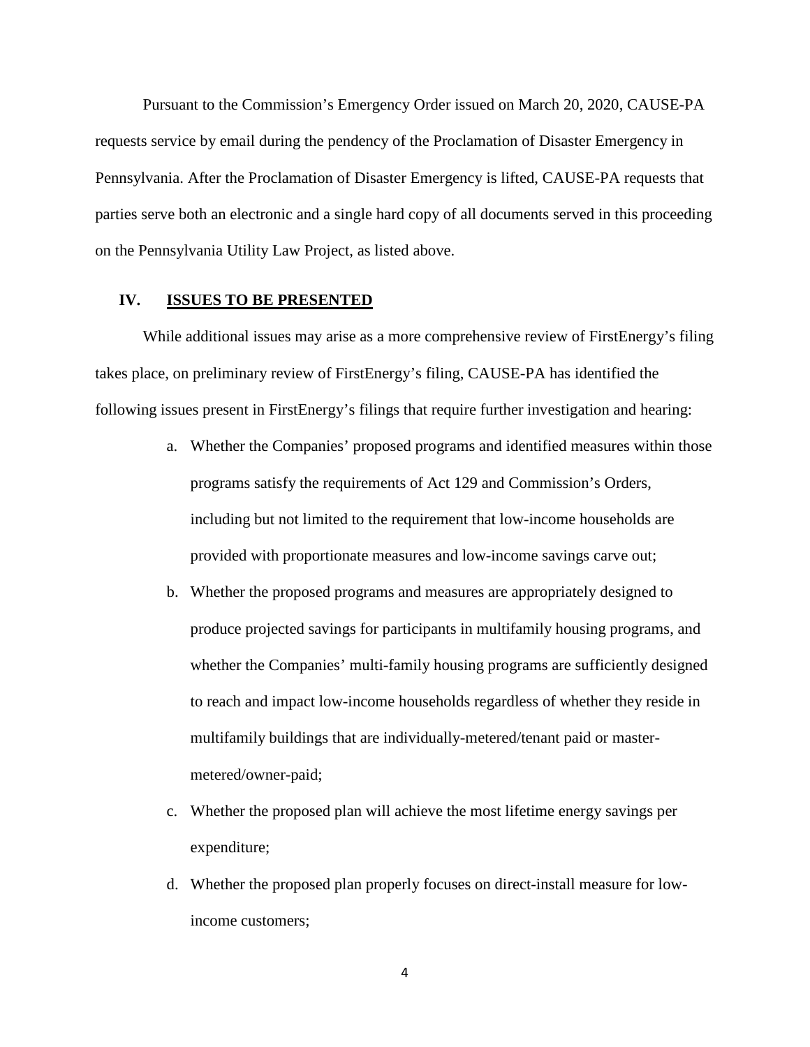Pursuant to the Commission's Emergency Order issued on March 20, 2020, CAUSE-PA requests service by email during the pendency of the Proclamation of Disaster Emergency in Pennsylvania. After the Proclamation of Disaster Emergency is lifted, CAUSE-PA requests that parties serve both an electronic and a single hard copy of all documents served in this proceeding on the Pennsylvania Utility Law Project, as listed above.

## IV. ISSUES TO BE PRESENTED

While additional issues may arise as a more comprehensive review of FirstEnergy's filing takes place, on preliminary review of FirstEnergy's filing, CAUSE-PA has identified the following issues present in FirstEnergy's filings that require further investigation and hearing:

a. Whether the Companies' proposed programs and identified measures within those programs satisfy the requirements of Act 129 and Commission's Orders, including but not limited to the requirement that low-income households are provided with proportionate measures and low-income savings carve out;

b. Whether the proposed programs and measures are appropriately designed to produce projected savings for participants in multifamily housing programs, and whether the Companies' multi-family housing programs are sufficiently designed to reach and impact low-income households regardless of whether they reside in multifamily buildings that are individually-metered/tenant paid or master-metered/owner-paid;

c. Whether the proposed plan will achieve the most lifetime energy savings per expenditure;

d. Whether the proposed plan properly focuses on direct-install measure for low-income customers;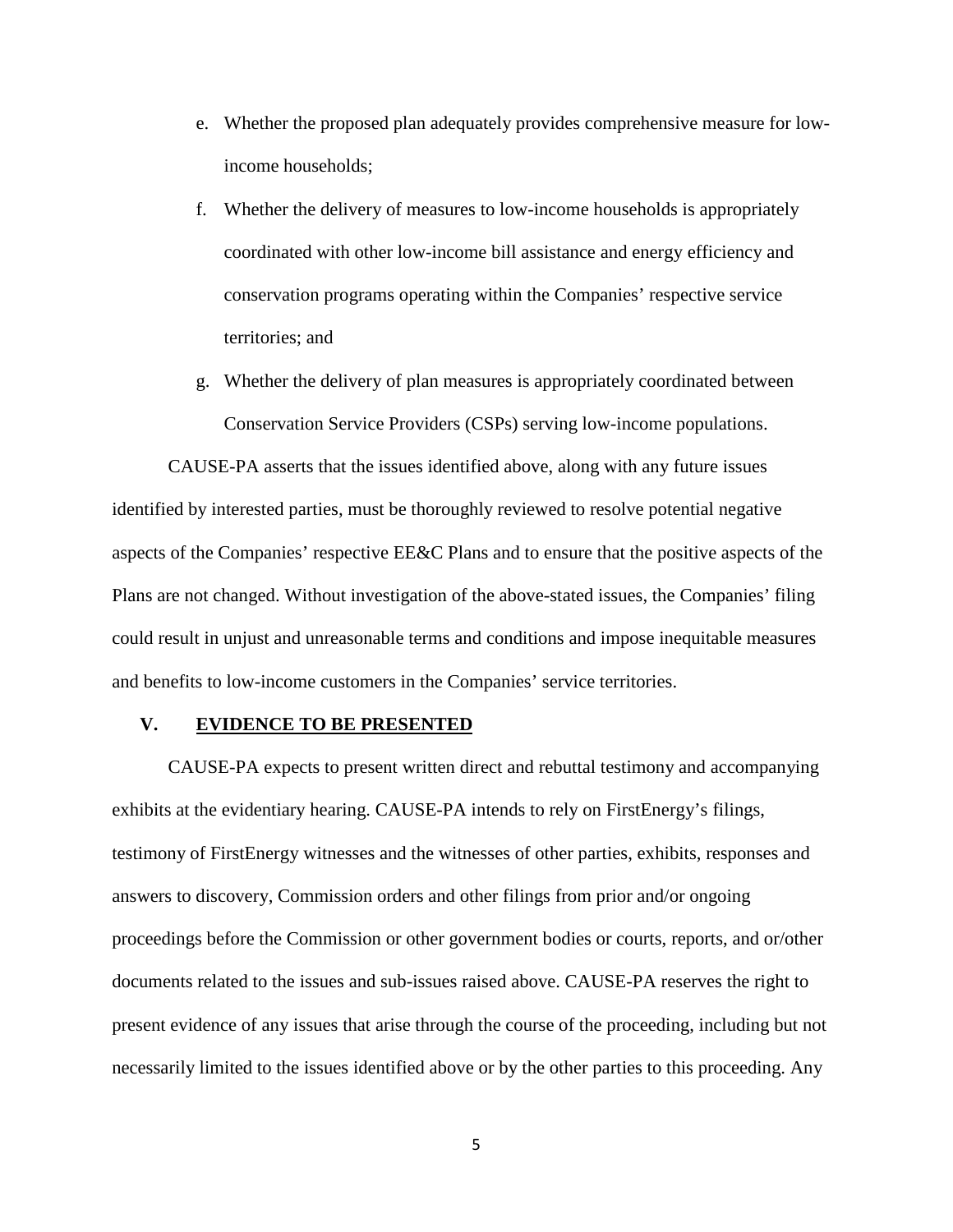e. Whether the proposed plan adequately provides comprehensive measure for low-income households;

f. Whether the delivery of measures to low-income households is appropriately coordinated with other low-income bill assistance and energy efficiency and conservation programs operating within the Companies' respective service territories; and

g. Whether the delivery of plan measures is appropriately coordinated between Conservation Service Providers (CSPs) serving low-income populations.

CAUSE-PA asserts that the issues identified above, along with any future issues identified by interested parties, must be thoroughly reviewed to resolve potential negative aspects of the Companies' respective EE&C Plans and to ensure that the positive aspects of the Plans are not changed. Without investigation of the above-stated issues, the Companies' filing could result in unjust and unreasonable terms and conditions and impose inequitable measures and benefits to low-income customers in the Companies' service territories.

## V. EVIDENCE TO BE PRESENTED

CAUSE-PA expects to present written direct and rebuttal testimony and accompanying exhibits at the evidentiary hearing. CAUSE-PA intends to rely on FirstEnergy's filings, testimony of FirstEnergy witnesses and the witnesses of other parties, exhibits, responses and answers to discovery, Commission orders and other filings from prior and/or ongoing proceedings before the Commission or other government bodies or courts, reports, and or/other documents related to the issues and sub-issues raised above. CAUSE-PA reserves the right to present evidence of any issues that arise through the course of the proceeding, including but not necessarily limited to the issues identified above or by the other parties to this proceeding. Any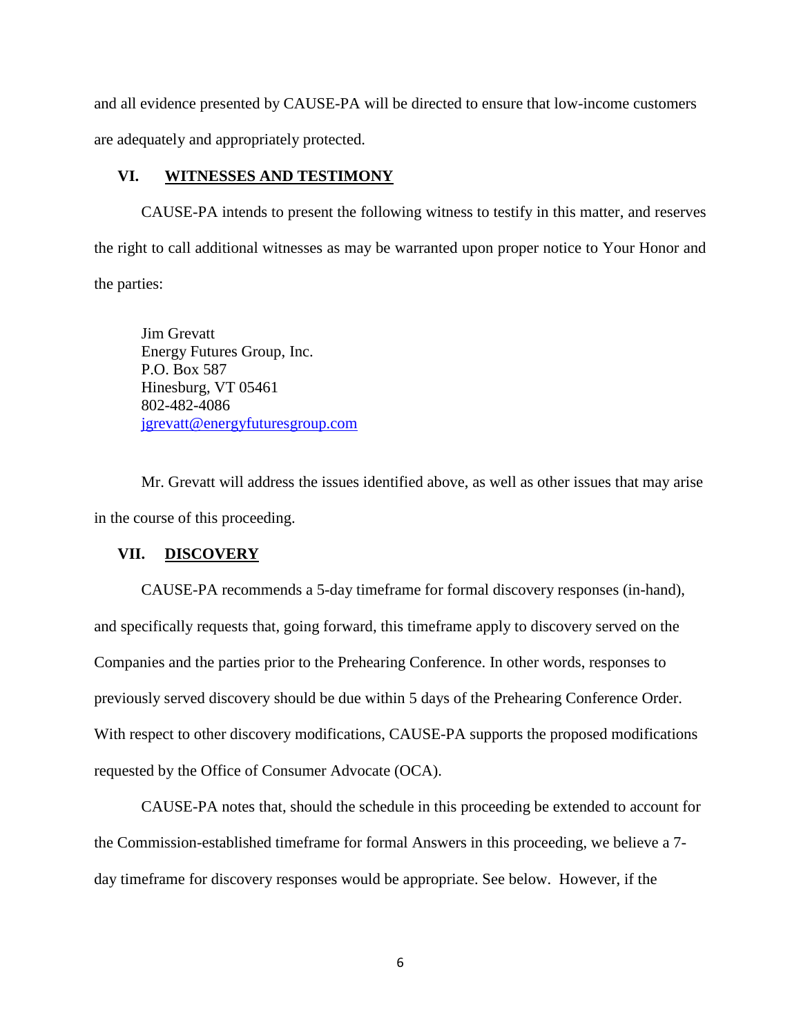and all evidence presented by CAUSE-PA will be directed to ensure that low-income customers are adequately and appropriately protected.

## VI. WITNESSES AND TESTIMONY

CAUSE-PA intends to present the following witness to testify in this matter, and reserves the right to call additional witnesses as may be warranted upon proper notice to Your Honor and the parties:

Jim Grevatt
Energy Futures Group, Inc.
P.O. Box 587
Hinesburg, VT 05461
802-482-4086
jgrevatt@energyfuturesgroup.com

Mr. Grevatt will address the issues identified above, as well as other issues that may arise in the course of this proceeding.

## VII. DISCOVERY

CAUSE-PA recommends a 5-day timeframe for formal discovery responses (in-hand), and specifically requests that, going forward, this timeframe apply to discovery served on the Companies and the parties prior to the Prehearing Conference. In other words, responses to previously served discovery should be due within 5 days of the Prehearing Conference Order. With respect to other discovery modifications, CAUSE-PA supports the proposed modifications requested by the Office of Consumer Advocate (OCA).

CAUSE-PA notes that, should the schedule in this proceeding be extended to account for the Commission-established timeframe for formal Answers in this proceeding, we believe a 7-day timeframe for discovery responses would be appropriate. See below. However, if the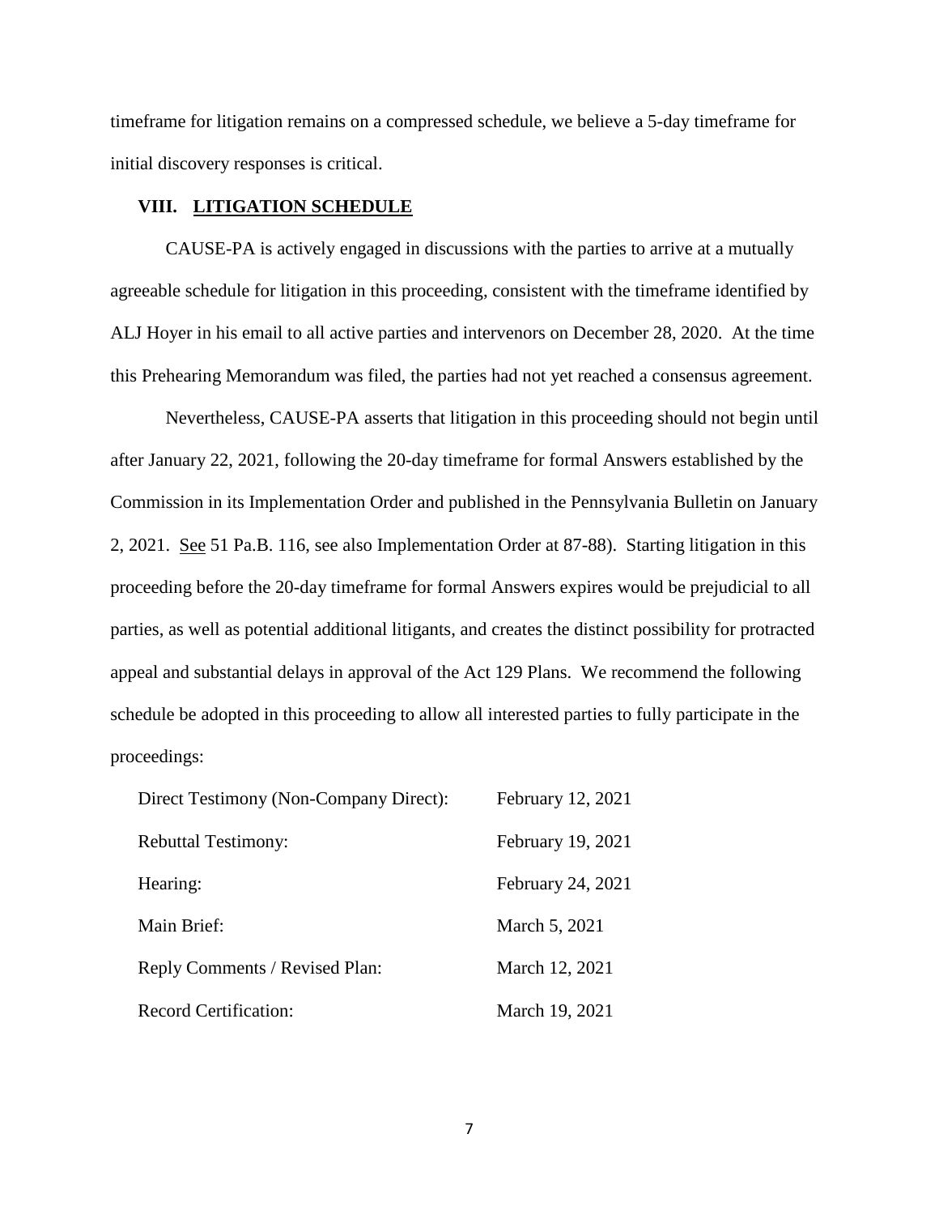timeframe for litigation remains on a compressed schedule, we believe a 5-day timeframe for initial discovery responses is critical.

## VIII. LITIGATION SCHEDULE

CAUSE-PA is actively engaged in discussions with the parties to arrive at a mutually agreeable schedule for litigation in this proceeding, consistent with the timeframe identified by ALJ Hoyer in his email to all active parties and intervenors on December 28, 2020. At the time this Prehearing Memorandum was filed, the parties had not yet reached a consensus agreement.

Nevertheless, CAUSE-PA asserts that litigation in this proceeding should not begin until after January 22, 2021, following the 20-day timeframe for formal Answers established by the Commission in its Implementation Order and published in the Pennsylvania Bulletin on January 2, 2021. See 51 Pa.B. 116, see also Implementation Order at 87-88). Starting litigation in this proceeding before the 20-day timeframe for formal Answers expires would be prejudicial to all parties, as well as potential additional litigants, and creates the distinct possibility for protracted appeal and substantial delays in approval of the Act 129 Plans. We recommend the following schedule be adopted in this proceeding to allow all interested parties to fully participate in the proceedings:

| | |
|---|---|
| Direct Testimony (Non-Company Direct): | February 12, 2021 |
| Rebuttal Testimony: | February 19, 2021 |
| Hearing: | February 24, 2021 |
| Main Brief: | March 5, 2021 |
| Reply Comments / Revised Plan: | March 12, 2021 |
| Record Certification: | March 19, 2021 |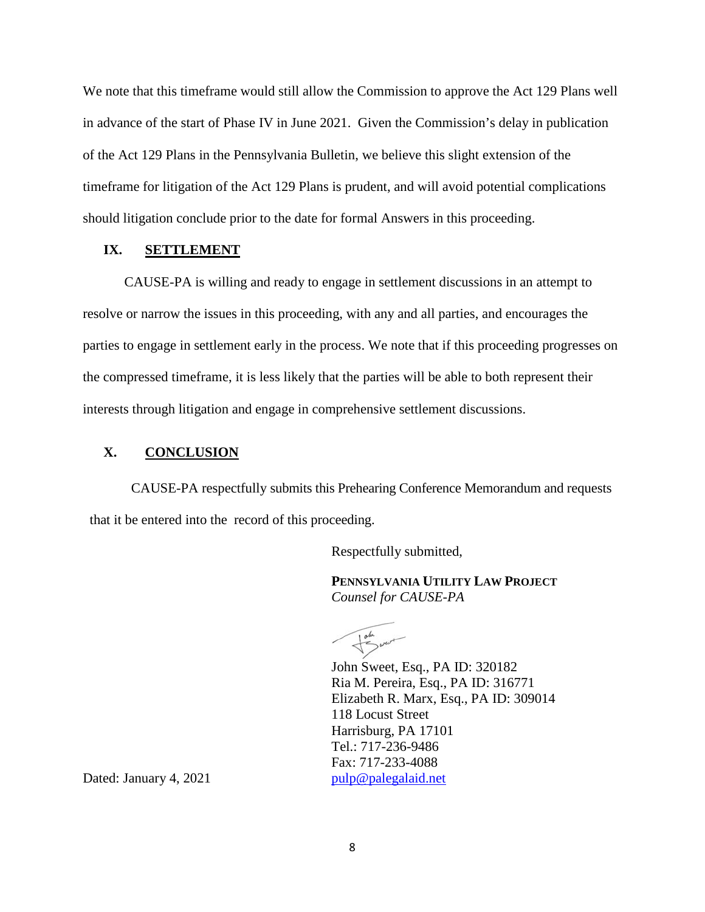We note that this timeframe would still allow the Commission to approve the Act 129 Plans well in advance of the start of Phase IV in June 2021. Given the Commission's delay in publication of the Act 129 Plans in the Pennsylvania Bulletin, we believe this slight extension of the timeframe for litigation of the Act 129 Plans is prudent, and will avoid potential complications should litigation conclude prior to the date for formal Answers in this proceeding.

## IX. SETTLEMENT

CAUSE-PA is willing and ready to engage in settlement discussions in an attempt to resolve or narrow the issues in this proceeding, with any and all parties, and encourages the parties to engage in settlement early in the process. We note that if this proceeding progresses on the compressed timeframe, it is less likely that the parties will be able to both represent their interests through litigation and engage in comprehensive settlement discussions.

## X. CONCLUSION

CAUSE-PA respectfully submits this Prehearing Conference Memorandum and requests that it be entered into the record of this proceeding.

Respectfully submitted,

**PENNSYLVANIA UTILITY LAW PROJECT**
*Counsel for CAUSE-PA*

John Sweet, Esq., PA ID: 320182
Ria M. Pereira, Esq., PA ID: 316771
Elizabeth R. Marx, Esq., PA ID: 309014
118 Locust Street
Harrisburg, PA 17101
Tel.: 717-236-9486
Fax: 717-233-4088
pulp@palegalaid.net

Dated: January 4, 2021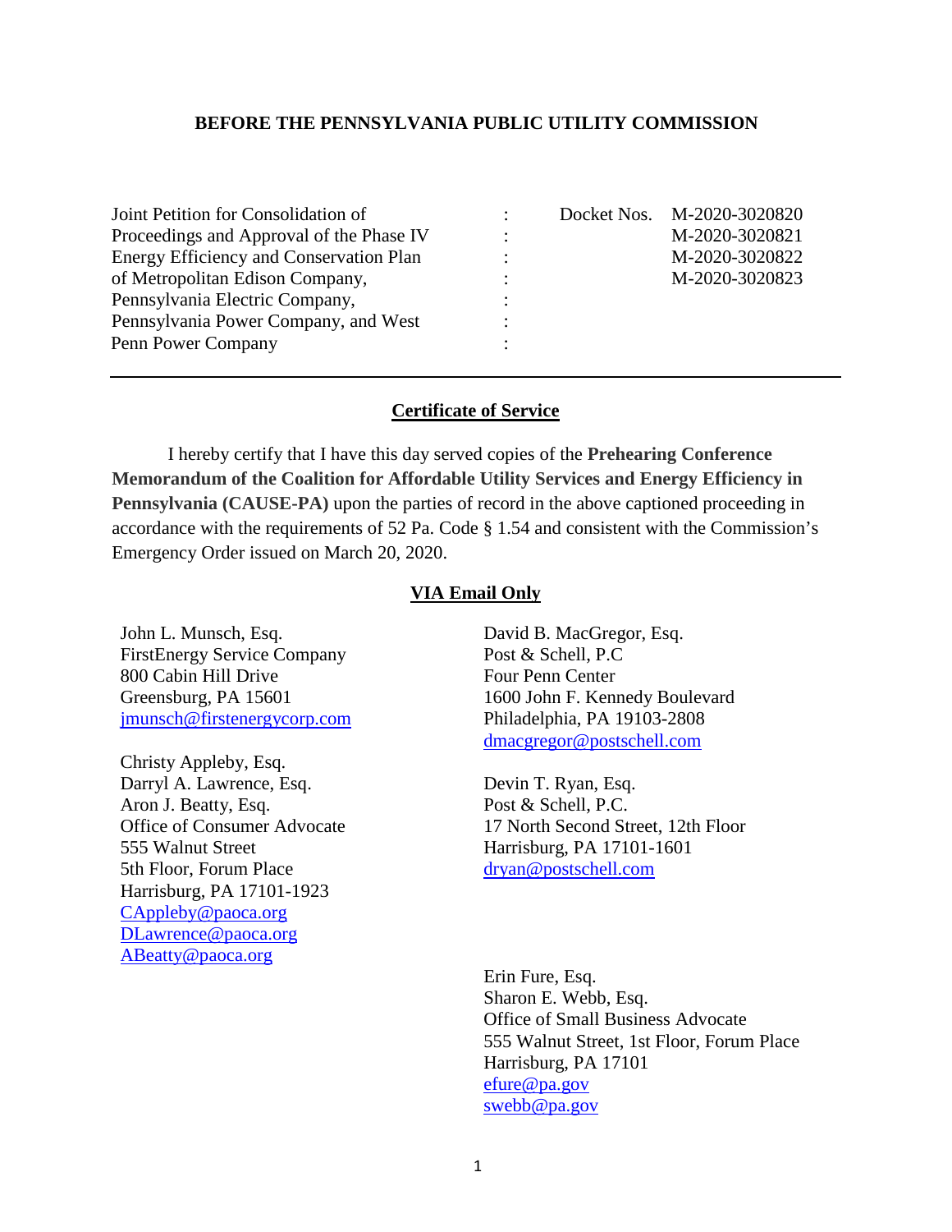**BEFORE THE PENNSYLVANIA PUBLIC UTILITY COMMISSION**

| | | | |
|---|---|---|---|
| Joint Petition for Consolidation of Proceedings and Approval of the Phase IV Energy Efficiency and Conservation Plan of Metropolitan Edison Company, Pennsylvania Electric Company, Pennsylvania Power Company, and West Penn Power Company | : | Docket Nos. | M-2020-3020820<br>M-2020-3020821<br>M-2020-3020822<br>M-2020-3020823 |

---

**Certificate of Service**

I hereby certify that I have this day served copies of the **Prehearing Conference Memorandum of the Coalition for Affordable Utility Services and Energy Efficiency in Pennsylvania (CAUSE-PA)** upon the parties of record in the above captioned proceeding in accordance with the requirements of 52 Pa. Code § 1.54 and consistent with the Commission's Emergency Order issued on March 20, 2020.

**VIA Email Only**

John L. Munsch, Esq.
FirstEnergy Service Company
800 Cabin Hill Drive
Greensburg, PA 15601
jmunsch@firstenergycorp.com

Christy Appleby, Esq.
Darryl A. Lawrence, Esq.
Aron J. Beatty, Esq.
Office of Consumer Advocate
555 Walnut Street
5th Floor, Forum Place
Harrisburg, PA 17101-1923
CAppleby@paoca.org
DLawrence@paoca.org
ABeatty@paoca.org

David B. MacGregor, Esq.
Post & Schell, P.C
Four Penn Center
1600 John F. Kennedy Boulevard
Philadelphia, PA 19103-2808
dmacgregor@postschell.com

Devin T. Ryan, Esq.
Post & Schell, P.C.
17 North Second Street, 12th Floor
Harrisburg, PA 17101-1601
dryan@postschell.com

Erin Fure, Esq.
Sharon E. Webb, Esq.
Office of Small Business Advocate
555 Walnut Street, 1st Floor, Forum Place
Harrisburg, PA 17101
efure@pa.gov
swebb@pa.gov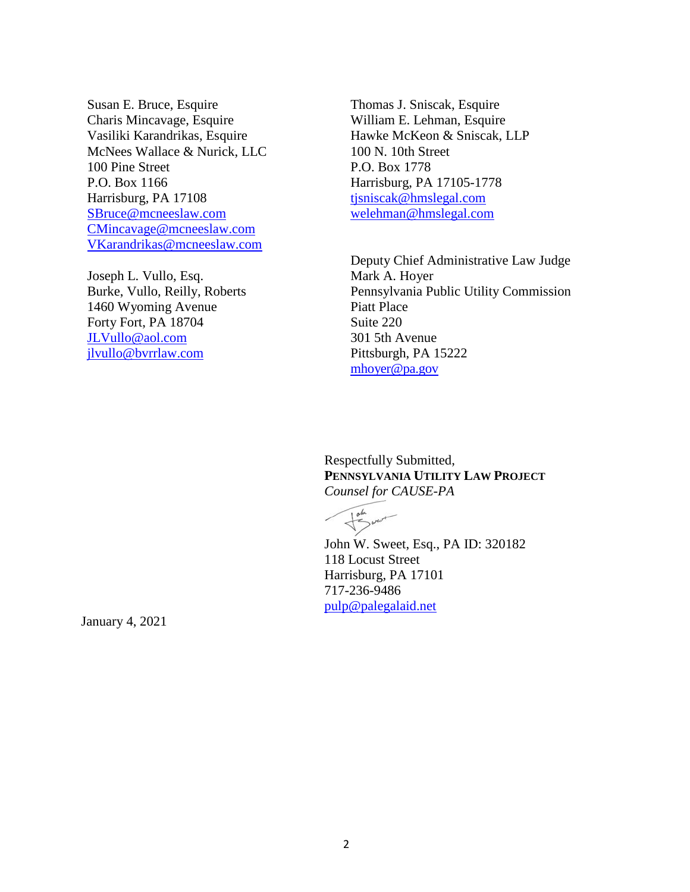Susan E. Bruce, Esquire
Charis Mincavage, Esquire
Vasiliki Karandrikas, Esquire
McNees Wallace & Nurick, LLC
100 Pine Street
P.O. Box 1166
Harrisburg, PA 17108
SBruce@mcneeslaw.com
CMincavage@mcneeslaw.com
VKarandrikas@mcneeslaw.com

Joseph L. Vullo, Esq.
Burke, Vullo, Reilly, Roberts
1460 Wyoming Avenue
Forty Fort, PA 18704
JLVullo@aol.com
jlvullo@bvrrlaw.com

Thomas J. Sniscak, Esquire
William E. Lehman, Esquire
Hawke McKeon & Sniscak, LLP
100 N. 10th Street
P.O. Box 1778
Harrisburg, PA 17105-1778
tjsniscak@hmslegal.com
welehman@hmslegal.com

Deputy Chief Administrative Law Judge
Mark A. Hoyer
Pennsylvania Public Utility Commission
Piatt Place
Suite 220
301 5th Avenue
Pittsburgh, PA 15222
mhoyer@pa.gov

Respectfully Submitted,
**PENNSYLVANIA UTILITY LAW PROJECT**
*Counsel for CAUSE-PA*

John W. Sweet, Esq., PA ID: 320182
118 Locust Street
Harrisburg, PA 17101
717-236-9486
pulp@palegalaid.net

January 4, 2021